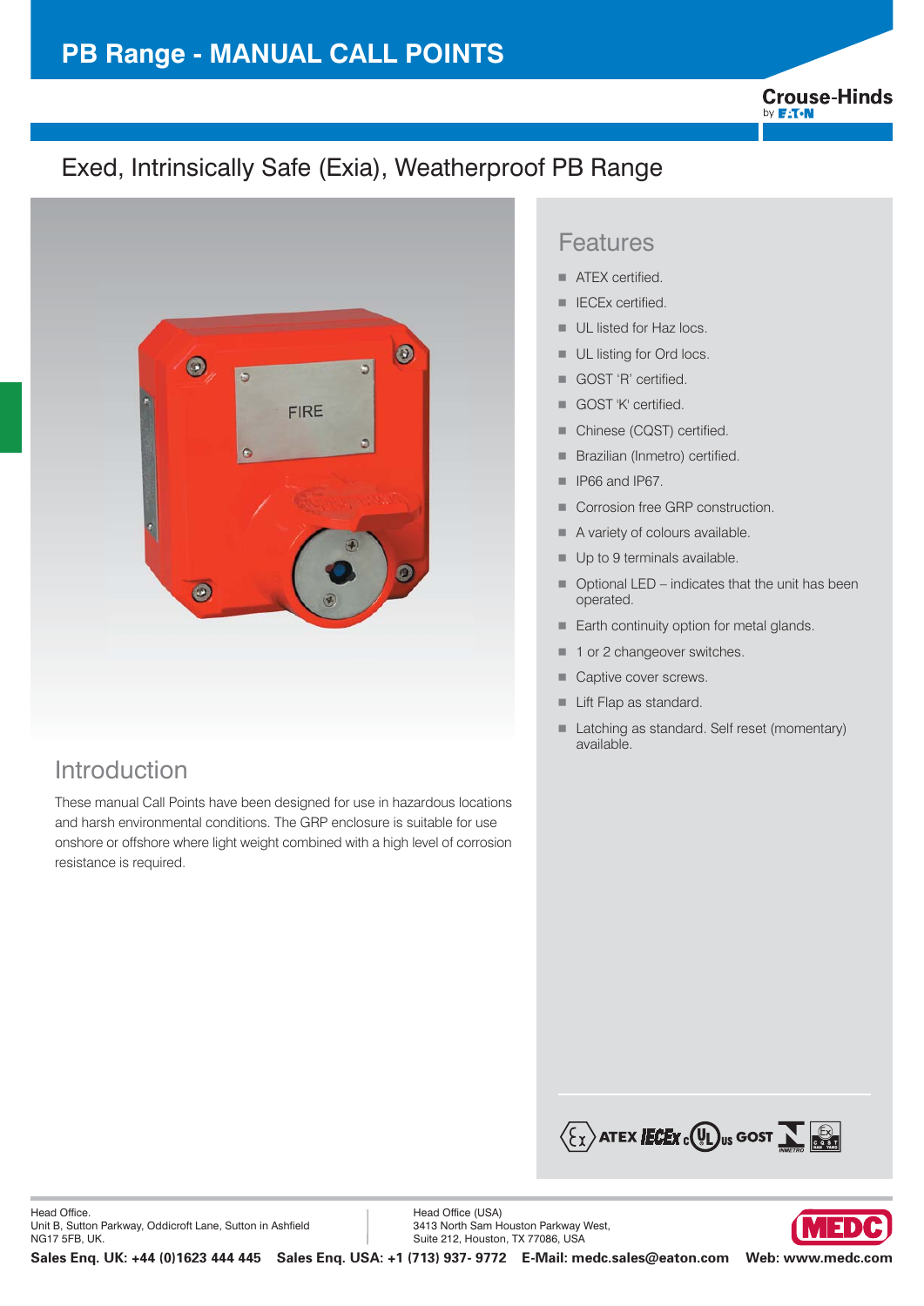# PB Range - MANUAL CALL POINTS

## Exed, Intrinsically Safe (Exia), Weatherproof PB Range

## Introduction

These manual Call Points have been designed for use in hazardous locations and harsh environmental conditions. The GRP enclosure is suitable for use onshore or offshore where light weight combined with a high level of corrosion resistance is required.

## Features

- ATEX certified.
- IECEx certified.
- UL listed for Haz locs.
- UL listing for Ord locs.
- GOST 'R' certified.
- GOST 'K' certified.
- Chinese (CQST) certified.
- Brazilian (Inmetro) certified.
- IP66 and IP67.
- Corrosion free GRP construction.
- A variety of colours available.
- Up to 9 terminals available.
- Optional LED – indicates that the unit has been operated.
- Earth continuity option for metal glands.
- 1 or 2 changeover switches.
- Captive cover screws.
- Lift Flap as standard.
- Latching as standard. Self reset (momentary) available.

Head Office.
Unit B, Sutton Parkway, Oddicroft Lane, Sutton in Ashfield
NG17 5FB, UK.

Head Office (USA)
3413 North Sam Houston Parkway West,
Suite 212, Houston, TX 77086, USA

**Sales Enq. UK: +44 (0)1623 444 445 Sales Enq. USA: +1 (713) 937- 9772 E-Mail: medc.sales@eaton.com Web: www.medc.com**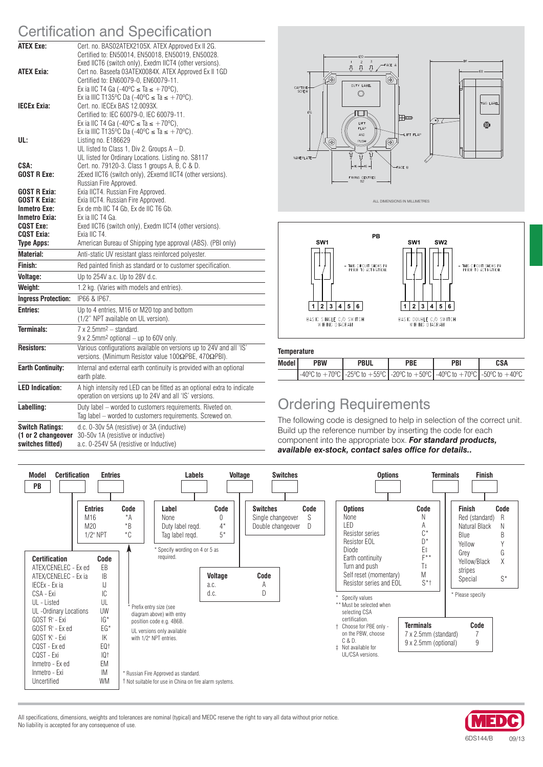# Certification and Specification

| | |
|---|---|
| **ATEX Exe:** | Cert. no. BAS02ATEX2105X. ATEX Approved Ex II 2G. Certified to: EN50014, EN50018, EN50019, EN50028. Exed IICT6 (switch only), Exedm IICT4 (other versions). |
| **ATEX Exia:** | Cert no. Baseefa 03ATEX0084X. ATEX Approved Ex II 1GD Certified to: EN60079-0, EN60079-11. Ex ia IIC T4 Ga (-40ºC ≤ Ta ≤ +70ºC), Ex ia IIIC T135ºC Da (-40ºC ≤ Ta ≤ +70ºC). |
| **IECEx Exia:** | Cert. no. IECEx BAS 12.0093X. Certified to: IEC 60079-0, IEC 60079-11. Ex ia IIC T4 Ga (-40ºC ≤ Ta ≤ +70ºC), Ex ia IIIC T135ºC Da (-40ºC ≤ Ta ≤ +70ºC). |
| **UL:** | Listing no. E186629 UL listed to Class 1, Div 2. Groups A – D. UL listed for Ordinary Locations. Listing no. S8117 |
| **CSA:** | Cert. no. 79120-3. Class 1 groups A, B, C & D. |
| **GOST R Exe:** | 2Exed IICT6 (switch only), 2Exemd IICT4 (other versions). Russian Fire Approved. |
| **GOST R Exia:** | Exia IICT4. Russian Fire Approved. |
| **GOST K Exia:** | Exia IICT4. Russian Fire Approved. |
| **Inmetro Exe:** | Ex de mb IIC T4 Gb, Ex de IIC T6 Gb. |
| **Inmetro Exia:** | Ex ia IIC T4 Ga. |
| **CQST Exe:** | Exed IICT6 (switch only), Exedm IICT4 (other versions). |
| **CQST Exia:** | Exia IIC T4. |
| **Type Apps:** | American Bureau of Shipping type approval (ABS). (PBI only) |
| **Material:** | Anti-static UV resistant glass reinforced polyester. |
| **Finish:** | Red painted finish as standard or to customer specification. |
| **Voltage:** | Up to 254V a.c. Up to 28V d.c. |
| **Weight:** | 1.2 kg. (Varies with models and entries). |
| **Ingress Protection:** | IP66 & IP67. |
| **Entries:** | Up to 4 entries, M16 or M20 top and bottom (1/2" NPT available on UL version). |
| **Terminals:** | 7 x 2.5mm² – standard. 9 x 2.5mm² optional – up to 60V only. |
| **Resistors:** | Various configurations available on versions up to 24V and all 'IS' versions. (Minimum Resistor value 100ΩPBE, 470ΩPBI). |
| **Earth Continuity:** | Internal and external earth continuity is provided with an optional earth plate. |
| **LED Indication:** | A high intensity red LED can be fitted as an optional extra to indicate operation on versions up to 24V and all 'IS' versions. |
| **Labelling:** | Duty label – worded to customers requirements. Riveted on. Tag label – worded to customers requirements. Screwed on. |
| **Switch Ratings: (1 or 2 changeover switches fitted)** | d.c. 0-30v 5A (resistive) or 3A (inductive) 30-50v 1A (resistive or inductive) a.c. 0-254V 5A (resistive or Inductive) |

ALL DIMENSIONS IN MILLIMETRES

PB

SW1 — THIS CIRCUIT SHOWS PB PRIOR TO ACTIVATION. BASIC SINGLE C/O SWITCH WIRING DIAGRAM

SW1 SW2 — THIS CIRCUIT SHOWS PB PRIOR TO ACTIVATION. BASIC DOUBLE C/O SWITCH WIRING DIAGRAM

**Temperature**

| Model | PBW | PBUL | PBE | PBI | CSA |
|---|---|---|---|---|---|
| | -40ºC to +70ºC | -25ºC to +55ºC | -20ºC to +50ºC | -40ºC to +70ºC | -50ºC to +40ºC |

# Ordering Requirements

The following code is designed to help in selection of the correct unit. Build up the reference number by inserting the code for each component into the appropriate box. ***For standard products, available ex-stock, contact sales office for details..***

Model: PB | Certification | Entries | Labels | Voltage | Switches | Options | Terminals | Finish

| Entries | Code |
|---|---|
| M16 | *A |
| M20 | *B |
| 1/2" NPT | *C |

* Prefix entry size (see diagram above) with entry position code e.g. 4B6B.

UL versions only available with 1/2" NPT entries.

| Label | Code |
|---|---|
| None | 0 |
| Duty label reqd. | 4* |
| Tag label reqd. | 5* |

* Specify wording on 4 or 5 as required.

| Switches | Code |
|---|---|
| Single changeover | S |
| Double changeover | D |

| Certification | Code |
|---|---|
| ATEX/CENELEC - Ex ed | EB |
| ATEX/CENELEC - Ex ia | IB |
| IECEx - Ex ia | IJ |
| CSA - Exi | IC |
| UL - Listed | UL |
| UL -Ordinary Locations | UW |
| GOST 'R' - Exi | IG* |
| GOST 'R' - Ex ed | EG* |
| GOST 'K' - Exi | IK |
| CQST - Ex ed | EQ† |
| CQST - Exi | IQ† |
| Inmetro - Ex ed | EM |
| Inmetro - Exi | IM |
| Uncertified | WM |

* Russian Fire Approved as standard.

† Not suitable for use in China on fire alarm systems.

| Voltage | Code |
|---|---|
| a.c. | A |
| d.c. | D |

| Options | Code |
|---|---|
| None | N |
| LED | A |
| Resistor series | C* |
| Resistor EOL | D* |
| Diode | E‡ |
| Earth continuity | F** |
| Turn and push | T‡ |
| Self reset (momentary) | M |
| Resistor series and EOL | S*† |

* Specify values

** Must be selected when selecting CSA certification.

† Choose for PBE only - on the PBW, choose C & D.

‡ Not available for UL/CSA versions.

| Terminals | Code |
|---|---|
| 7 x 2.5mm (standard) | 7 |
| 9 x 2.5mm (optional) | 9 |

| Finish | Code |
|---|---|
| Red (standard) | R |
| Natural Black | N |
| Blue | B |
| Yellow | Y |
| Grey | G |
| Yellow/Black stripes | X |
| Special | S* |

* Please specify

All specifications, dimensions, weights and tolerances are nominal (typical) and MEDC reserve the right to vary all data without prior notice. No liability is accepted for any consequence of use.

6DS144/B 09/13